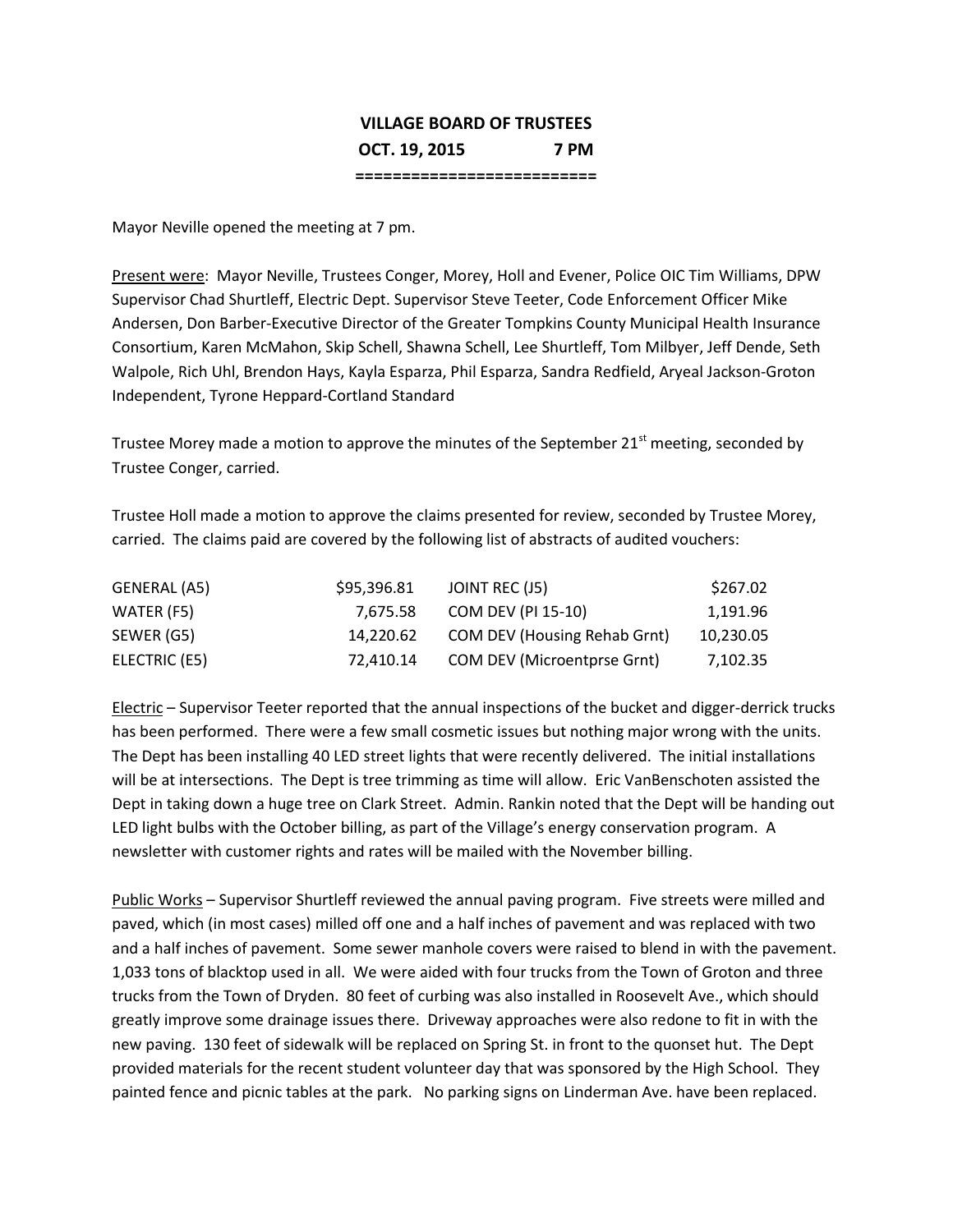# VILLAGE BOARD OF TRUSTEES

**OCT. 19, 2015 7 PM**

**=========================**

Mayor Neville opened the meeting at 7 pm.

Present were: Mayor Neville, Trustees Conger, Morey, Holl and Evener, Police OIC Tim Williams, DPW Supervisor Chad Shurtleff, Electric Dept. Supervisor Steve Teeter, Code Enforcement Officer Mike Andersen, Don Barber-Executive Director of the Greater Tompkins County Municipal Health Insurance Consortium, Karen McMahon, Skip Schell, Shawna Schell, Lee Shurtleff, Tom Milbyer, Jeff Dende, Seth Walpole, Rich Uhl, Brendon Hays, Kayla Esparza, Phil Esparza, Sandra Redfield, Aryeal Jackson-Groton Independent, Tyrone Heppard-Cortland Standard

Trustee Morey made a motion to approve the minutes of the September 21st meeting, seconded by Trustee Conger, carried.

Trustee Holl made a motion to approve the claims presented for review, seconded by Trustee Morey, carried. The claims paid are covered by the following list of abstracts of audited vouchers:

| | | | |
|---|---|---|---|
| GENERAL (A5) | $95,396.81 | JOINT REC (J5) | $267.02 |
| WATER (F5) | 7,675.58 | COM DEV (PI 15-10) | 1,191.96 |
| SEWER (G5) | 14,220.62 | COM DEV (Housing Rehab Grnt) | 10,230.05 |
| ELECTRIC (E5) | 72,410.14 | COM DEV (Microentprse Grnt) | 7,102.35 |

Electric – Supervisor Teeter reported that the annual inspections of the bucket and digger-derrick trucks has been performed. There were a few small cosmetic issues but nothing major wrong with the units. The Dept has been installing 40 LED street lights that were recently delivered. The initial installations will be at intersections. The Dept is tree trimming as time will allow. Eric VanBenschoten assisted the Dept in taking down a huge tree on Clark Street. Admin. Rankin noted that the Dept will be handing out LED light bulbs with the October billing, as part of the Village's energy conservation program. A newsletter with customer rights and rates will be mailed with the November billing.

Public Works – Supervisor Shurtleff reviewed the annual paving program. Five streets were milled and paved, which (in most cases) milled off one and a half inches of pavement and was replaced with two and a half inches of pavement. Some sewer manhole covers were raised to blend in with the pavement. 1,033 tons of blacktop used in all. We were aided with four trucks from the Town of Groton and three trucks from the Town of Dryden. 80 feet of curbing was also installed in Roosevelt Ave., which should greatly improve some drainage issues there. Driveway approaches were also redone to fit in with the new paving. 130 feet of sidewalk will be replaced on Spring St. in front to the quonset hut. The Dept provided materials for the recent student volunteer day that was sponsored by the High School. They painted fence and picnic tables at the park. No parking signs on Linderman Ave. have been replaced.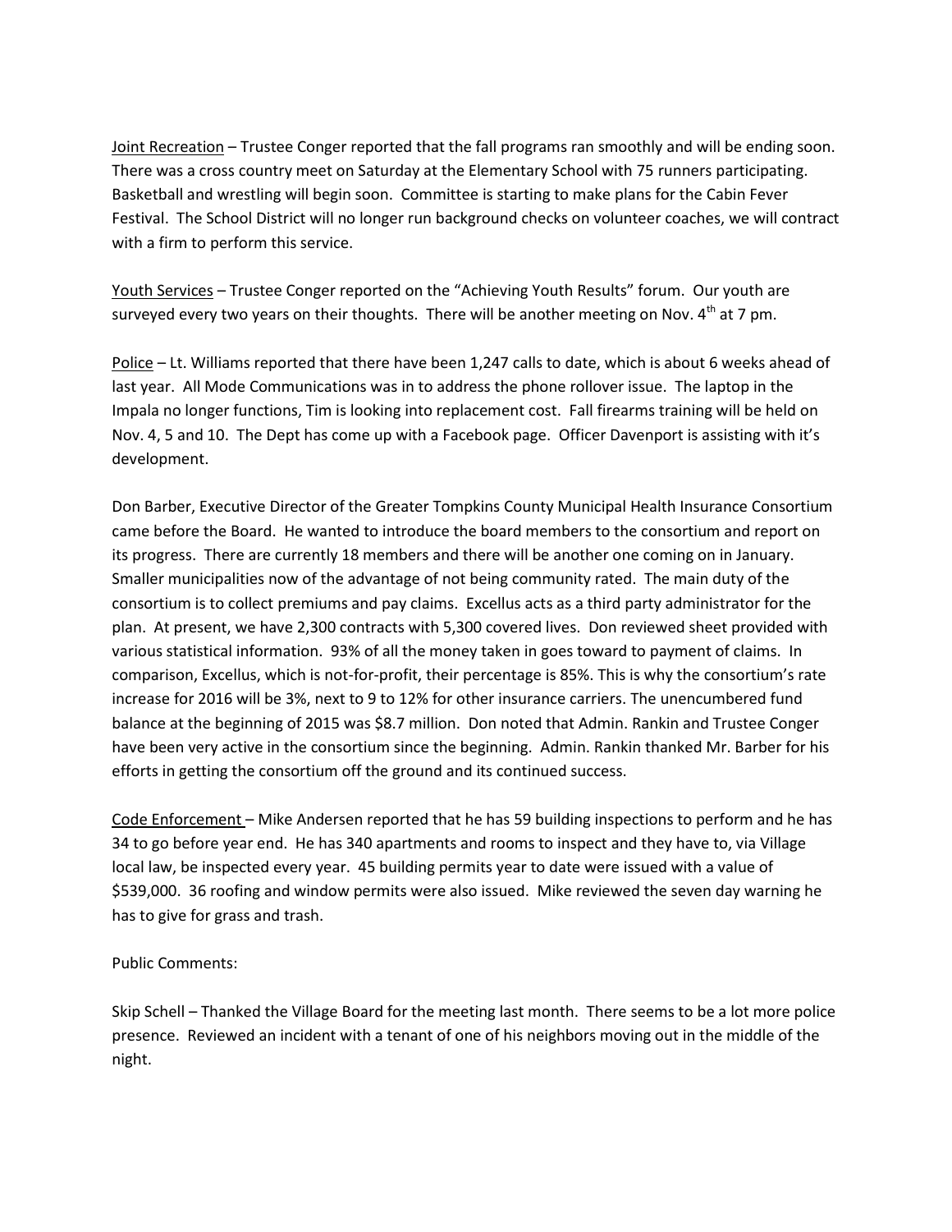Joint Recreation – Trustee Conger reported that the fall programs ran smoothly and will be ending soon. There was a cross country meet on Saturday at the Elementary School with 75 runners participating. Basketball and wrestling will begin soon. Committee is starting to make plans for the Cabin Fever Festival. The School District will no longer run background checks on volunteer coaches, we will contract with a firm to perform this service.

Youth Services – Trustee Conger reported on the "Achieving Youth Results" forum. Our youth are surveyed every two years on their thoughts. There will be another meeting on Nov. 4th at 7 pm.

Police – Lt. Williams reported that there have been 1,247 calls to date, which is about 6 weeks ahead of last year. All Mode Communications was in to address the phone rollover issue. The laptop in the Impala no longer functions, Tim is looking into replacement cost. Fall firearms training will be held on Nov. 4, 5 and 10. The Dept has come up with a Facebook page. Officer Davenport is assisting with it's development.

Don Barber, Executive Director of the Greater Tompkins County Municipal Health Insurance Consortium came before the Board. He wanted to introduce the board members to the consortium and report on its progress. There are currently 18 members and there will be another one coming on in January. Smaller municipalities now of the advantage of not being community rated. The main duty of the consortium is to collect premiums and pay claims. Excellus acts as a third party administrator for the plan. At present, we have 2,300 contracts with 5,300 covered lives. Don reviewed sheet provided with various statistical information. 93% of all the money taken in goes toward to payment of claims. In comparison, Excellus, which is not-for-profit, their percentage is 85%. This is why the consortium's rate increase for 2016 will be 3%, next to 9 to 12% for other insurance carriers. The unencumbered fund balance at the beginning of 2015 was $8.7 million. Don noted that Admin. Rankin and Trustee Conger have been very active in the consortium since the beginning. Admin. Rankin thanked Mr. Barber for his efforts in getting the consortium off the ground and its continued success.

Code Enforcement – Mike Andersen reported that he has 59 building inspections to perform and he has 34 to go before year end. He has 340 apartments and rooms to inspect and they have to, via Village local law, be inspected every year. 45 building permits year to date were issued with a value of $539,000. 36 roofing and window permits were also issued. Mike reviewed the seven day warning he has to give for grass and trash.

Public Comments:

Skip Schell – Thanked the Village Board for the meeting last month. There seems to be a lot more police presence. Reviewed an incident with a tenant of one of his neighbors moving out in the middle of the night.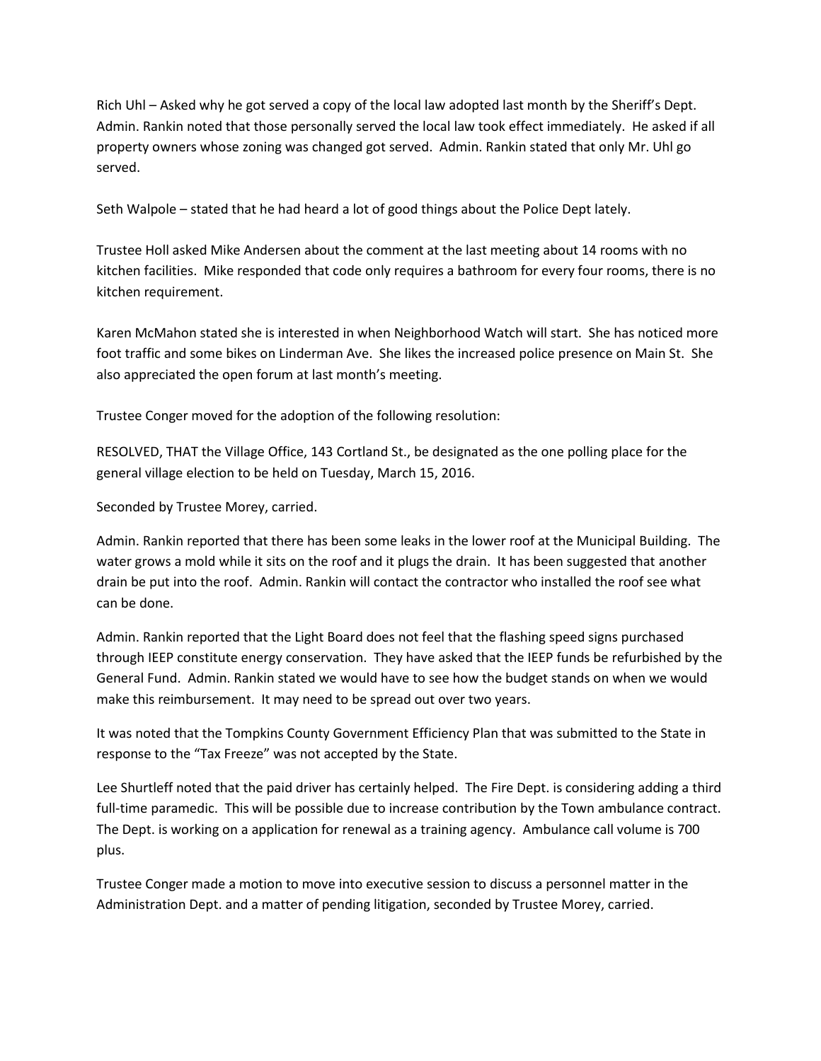Rich Uhl – Asked why he got served a copy of the local law adopted last month by the Sheriff's Dept. Admin. Rankin noted that those personally served the local law took effect immediately. He asked if all property owners whose zoning was changed got served. Admin. Rankin stated that only Mr. Uhl go served.

Seth Walpole – stated that he had heard a lot of good things about the Police Dept lately.

Trustee Holl asked Mike Andersen about the comment at the last meeting about 14 rooms with no kitchen facilities. Mike responded that code only requires a bathroom for every four rooms, there is no kitchen requirement.

Karen McMahon stated she is interested in when Neighborhood Watch will start. She has noticed more foot traffic and some bikes on Linderman Ave. She likes the increased police presence on Main St. She also appreciated the open forum at last month's meeting.

Trustee Conger moved for the adoption of the following resolution:

RESOLVED, THAT the Village Office, 143 Cortland St., be designated as the one polling place for the general village election to be held on Tuesday, March 15, 2016.

Seconded by Trustee Morey, carried.

Admin. Rankin reported that there has been some leaks in the lower roof at the Municipal Building. The water grows a mold while it sits on the roof and it plugs the drain. It has been suggested that another drain be put into the roof. Admin. Rankin will contact the contractor who installed the roof see what can be done.

Admin. Rankin reported that the Light Board does not feel that the flashing speed signs purchased through IEEP constitute energy conservation. They have asked that the IEEP funds be refurbished by the General Fund. Admin. Rankin stated we would have to see how the budget stands on when we would make this reimbursement. It may need to be spread out over two years.

It was noted that the Tompkins County Government Efficiency Plan that was submitted to the State in response to the "Tax Freeze" was not accepted by the State.

Lee Shurtleff noted that the paid driver has certainly helped. The Fire Dept. is considering adding a third full-time paramedic. This will be possible due to increase contribution by the Town ambulance contract. The Dept. is working on a application for renewal as a training agency. Ambulance call volume is 700 plus.

Trustee Conger made a motion to move into executive session to discuss a personnel matter in the Administration Dept. and a matter of pending litigation, seconded by Trustee Morey, carried.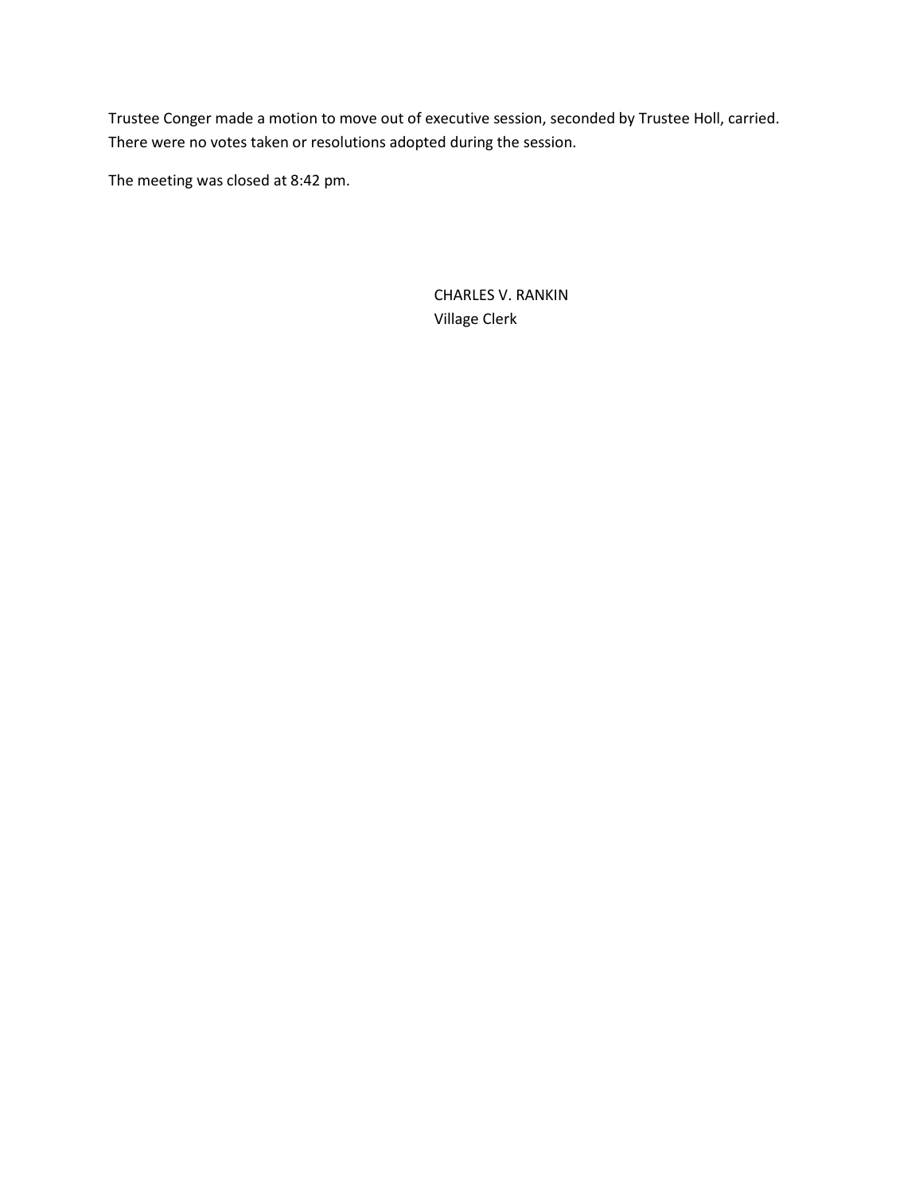Trustee Conger made a motion to move out of executive session, seconded by Trustee Holl, carried. There were no votes taken or resolutions adopted during the session.

The meeting was closed at 8:42 pm.

CHARLES V. RANKIN
Village Clerk